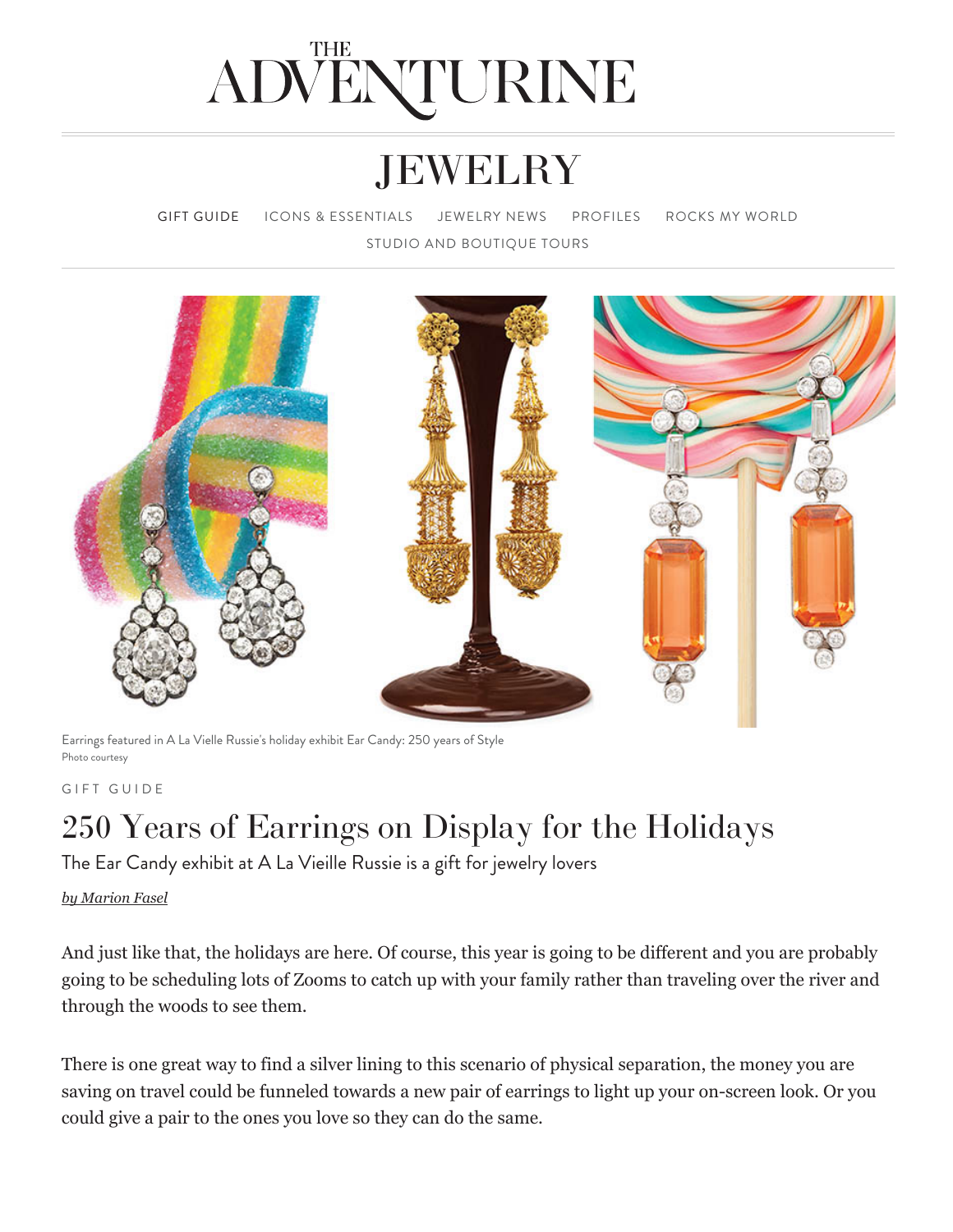# THE ADVENTURINE

## JEWELRY

GIFT GUIDE ICONS & ESSENTIALS JEWELRY NEWS PROFILES ROCKS MY WORLD STUDIO AND BOUTIQUE TOURS

Earrings featured in A La Vielle Russie's holiday exhibit Ear Candy: 250 years of Style
Photo courtesy

GIFT GUIDE

# 250 Years of Earrings on Display for the Holidays

The Ear Candy exhibit at A La Vieille Russie is a gift for jewelry lovers

*by Marion Fasel*

And just like that, the holidays are here. Of course, this year is going to be different and you are probably going to be scheduling lots of Zooms to catch up with your family rather than traveling over the river and through the woods to see them.

There is one great way to find a silver lining to this scenario of physical separation, the money you are saving on travel could be funneled towards a new pair of earrings to light up your on-screen look. Or you could give a pair to the ones you love so they can do the same.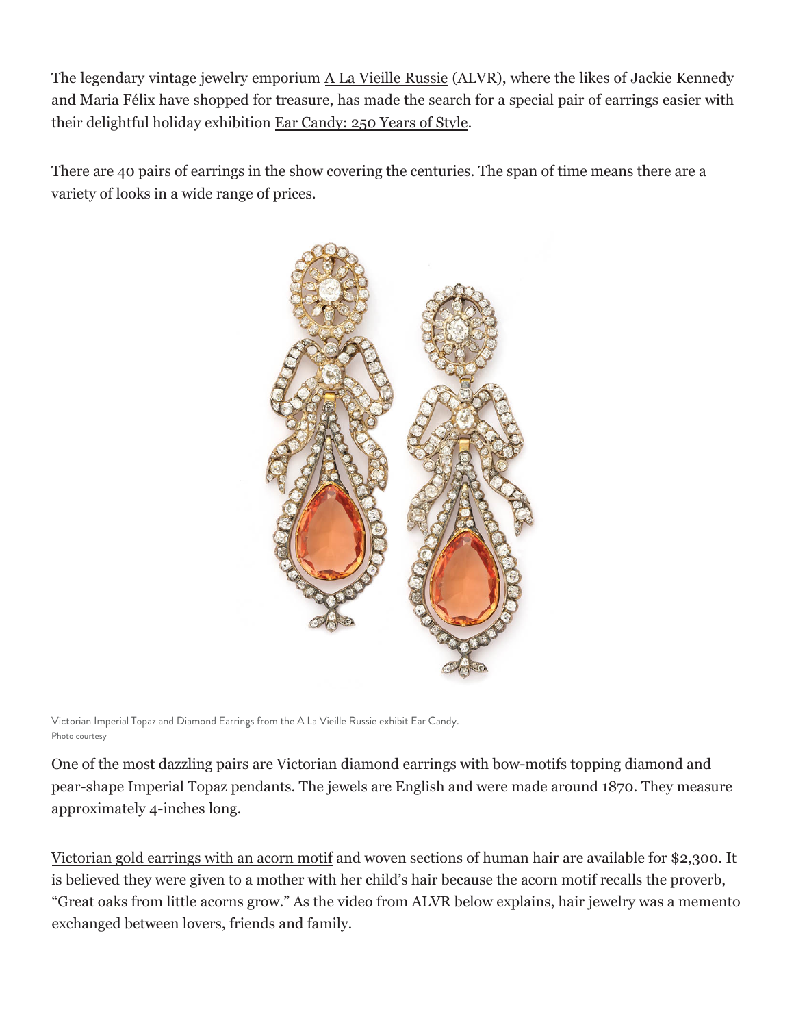The legendary vintage jewelry emporium A La Vieille Russie (ALVR), where the likes of Jackie Kennedy and Maria Félix have shopped for treasure, has made the search for a special pair of earrings easier with their delightful holiday exhibition Ear Candy: 250 Years of Style.

There are 40 pairs of earrings in the show covering the centuries. The span of time means there are a variety of looks in a wide range of prices.

Victorian Imperial Topaz and Diamond Earrings from the A La Vieille Russie exhibit Ear Candy.
Photo courtesy

One of the most dazzling pairs are Victorian diamond earrings with bow-motifs topping diamond and pear-shape Imperial Topaz pendants. The jewels are English and were made around 1870. They measure approximately 4-inches long.

Victorian gold earrings with an acorn motif and woven sections of human hair are available for $2,300. It is believed they were given to a mother with her child's hair because the acorn motif recalls the proverb, "Great oaks from little acorns grow." As the video from ALVR below explains, hair jewelry was a memento exchanged between lovers, friends and family.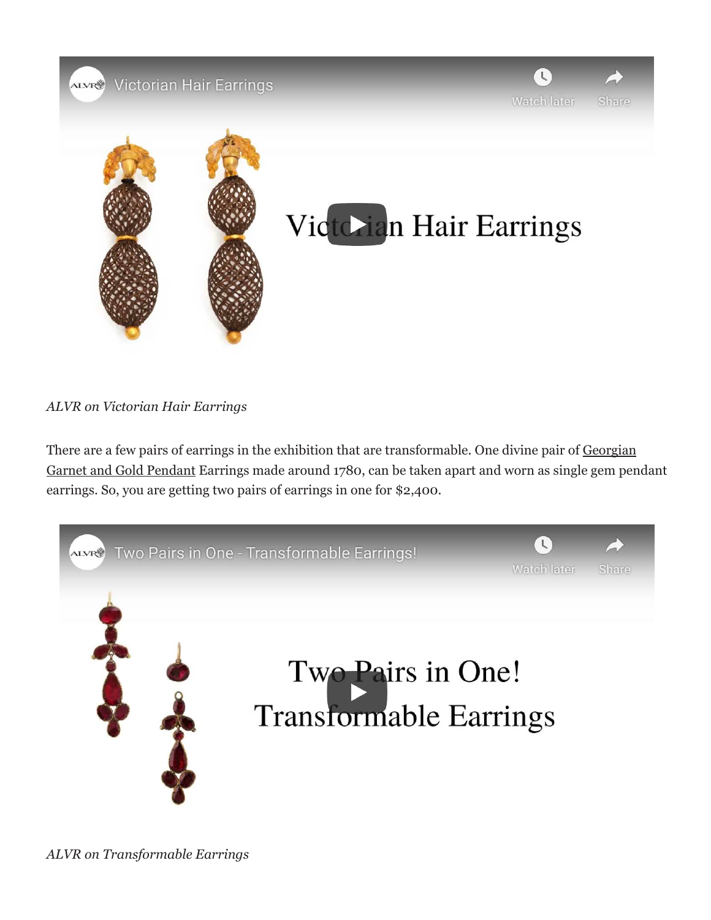*ALVR on Victorian Hair Earrings*

There are a few pairs of earrings in the exhibition that are transformable. One divine pair of Georgian Garnet and Gold Pendant Earrings made around 1780, can be taken apart and worn as single gem pendant earrings. So, you are getting two pairs of earrings in one for $2,400.

*ALVR on Transformable Earrings*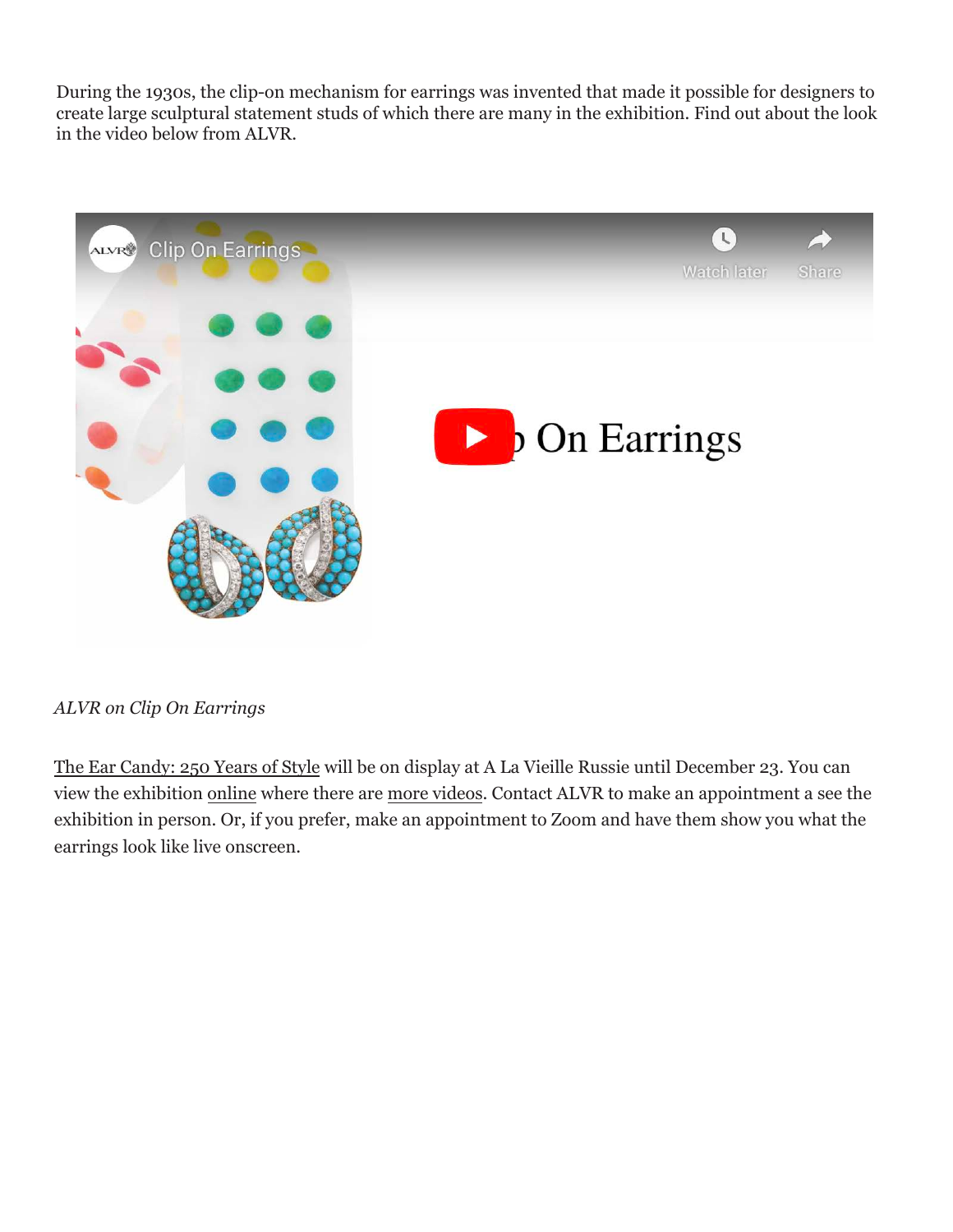During the 1930s, the clip-on mechanism for earrings was invented that made it possible for designers to create large sculptural statement studs of which there are many in the exhibition. Find out about the look in the video below from ALVR.

*ALVR on Clip On Earrings*

The Ear Candy: 250 Years of Style will be on display at A La Vieille Russie until December 23. You can view the exhibition online where there are more videos. Contact ALVR to make an appointment a see the exhibition in person. Or, if you prefer, make an appointment to Zoom and have them show you what the earrings look like live onscreen.